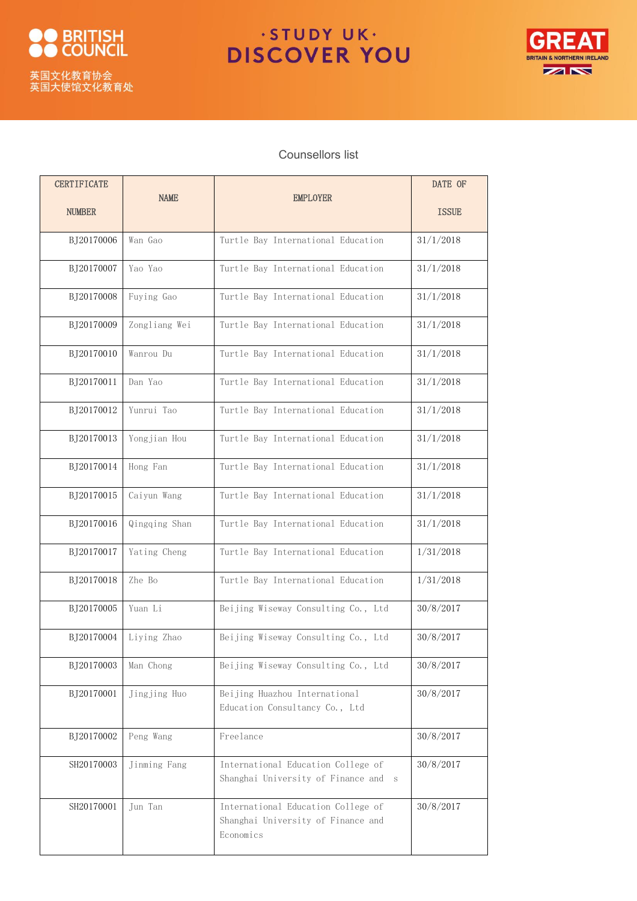英国文化教育协会
英国大使馆文化教育处

·STUDY UK·
DISCOVER YOU

GREAT
BRITAIN & NORTHERN IRELAND

Counsellors list

| CERTIFICATE NUMBER | NAME | EMPLOYER | DATE OF ISSUE |
|---|---|---|---|
| BJ20170006 | Wan Gao | Turtle Bay International Education | 31/1/2018 |
| BJ20170007 | Yao Yao | Turtle Bay International Education | 31/1/2018 |
| BJ20170008 | Fuying Gao | Turtle Bay International Education | 31/1/2018 |
| BJ20170009 | Zongliang Wei | Turtle Bay International Education | 31/1/2018 |
| BJ20170010 | Wanrou Du | Turtle Bay International Education | 31/1/2018 |
| BJ20170011 | Dan Yao | Turtle Bay International Education | 31/1/2018 |
| BJ20170012 | Yunrui Tao | Turtle Bay International Education | 31/1/2018 |
| BJ20170013 | Yongjian Hou | Turtle Bay International Education | 31/1/2018 |
| BJ20170014 | Hong Fan | Turtle Bay International Education | 31/1/2018 |
| BJ20170015 | Caiyun Wang | Turtle Bay International Education | 31/1/2018 |
| BJ20170016 | Qingqing Shan | Turtle Bay International Education | 31/1/2018 |
| BJ20170017 | Yating Cheng | Turtle Bay International Education | 1/31/2018 |
| BJ20170018 | Zhe Bo | Turtle Bay International Education | 1/31/2018 |
| BJ20170005 | Yuan Li | Beijing Wiseway Consulting Co., Ltd | 30/8/2017 |
| BJ20170004 | Liying Zhao | Beijing Wiseway Consulting Co., Ltd | 30/8/2017 |
| BJ20170003 | Man Chong | Beijing Wiseway Consulting Co., Ltd | 30/8/2017 |
| BJ20170001 | Jingjing Huo | Beijing Huazhou International Education Consultancy Co., Ltd | 30/8/2017 |
| BJ20170002 | Peng Wang | Freelance | 30/8/2017 |
| SH20170003 | Jinming Fang | International Education College of Shanghai University of Finance and s | 30/8/2017 |
| SH20170001 | Jun Tan | International Education College of Shanghai University of Finance and Economics | 30/8/2017 |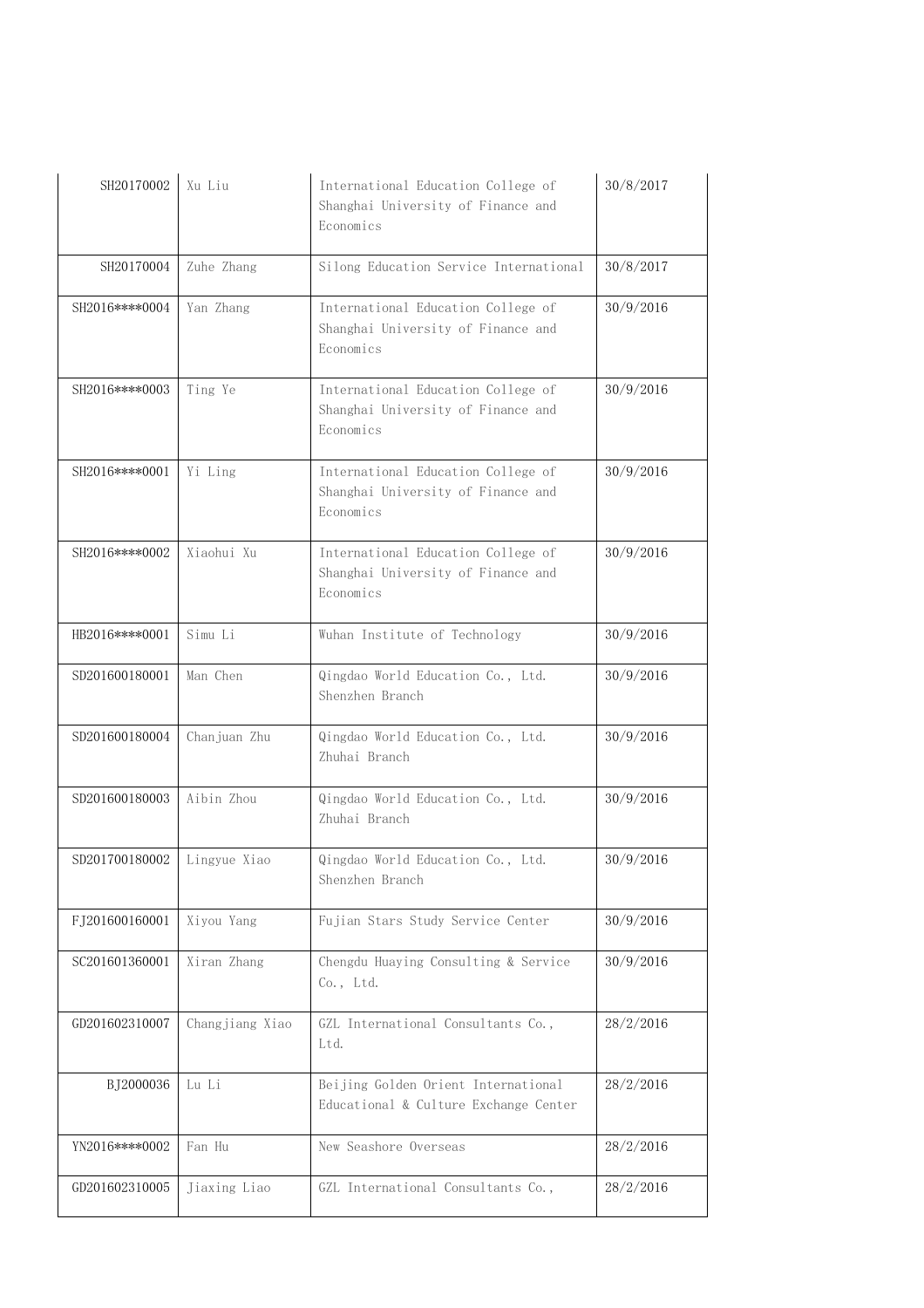| | | | |
|---|---|---|---|
| SH20170002 | Xu Liu | International Education College of Shanghai University of Finance and Economics | 30/8/2017 |
| SH20170004 | Zuhe Zhang | Silong Education Service International | 30/8/2017 |
| SH2016****0004 | Yan Zhang | International Education College of Shanghai University of Finance and Economics | 30/9/2016 |
| SH2016****0003 | Ting Ye | International Education College of Shanghai University of Finance and Economics | 30/9/2016 |
| SH2016****0001 | Yi Ling | International Education College of Shanghai University of Finance and Economics | 30/9/2016 |
| SH2016****0002 | Xiaohui Xu | International Education College of Shanghai University of Finance and Economics | 30/9/2016 |
| HB2016****0001 | Simu Li | Wuhan Institute of Technology | 30/9/2016 |
| SD201600180001 | Man Chen | Qingdao World Education Co., Ltd. Shenzhen Branch | 30/9/2016 |
| SD201600180004 | Chanjuan Zhu | Qingdao World Education Co., Ltd. Zhuhai Branch | 30/9/2016 |
| SD201600180003 | Aibin Zhou | Qingdao World Education Co., Ltd. Zhuhai Branch | 30/9/2016 |
| SD201700180002 | Lingyue Xiao | Qingdao World Education Co., Ltd. Shenzhen Branch | 30/9/2016 |
| FJ201600160001 | Xiyou Yang | Fujian Stars Study Service Center | 30/9/2016 |
| SC201601360001 | Xiran Zhang | Chengdu Huaying Consulting & Service Co., Ltd. | 30/9/2016 |
| GD201602310007 | Changjiang Xiao | GZL International Consultants Co., Ltd. | 28/2/2016 |
| BJ2000036 | Lu Li | Beijing Golden Orient International Educational & Culture Exchange Center | 28/2/2016 |
| YN2016****0002 | Fan Hu | New Seashore Overseas | 28/2/2016 |
| GD201602310005 | Jiaxing Liao | GZL International Consultants Co., | 28/2/2016 |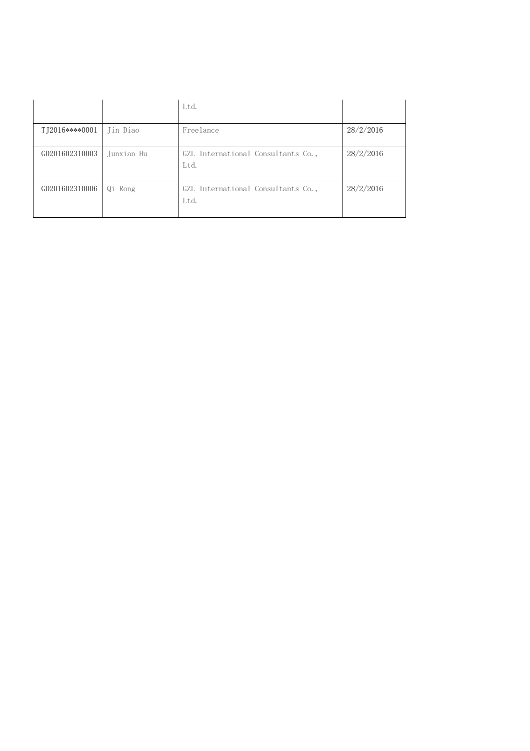| | | | |
|---|---|---|---|
| | | Ltd. | |
| TJ2016****0001 | Jin Diao | Freelance | 28/2/2016 |
| GD201602310003 | Junxian Hu | GZL International Consultants Co., Ltd. | 28/2/2016 |
| GD201602310006 | Qi Rong | GZL International Consultants Co., Ltd. | 28/2/2016 |